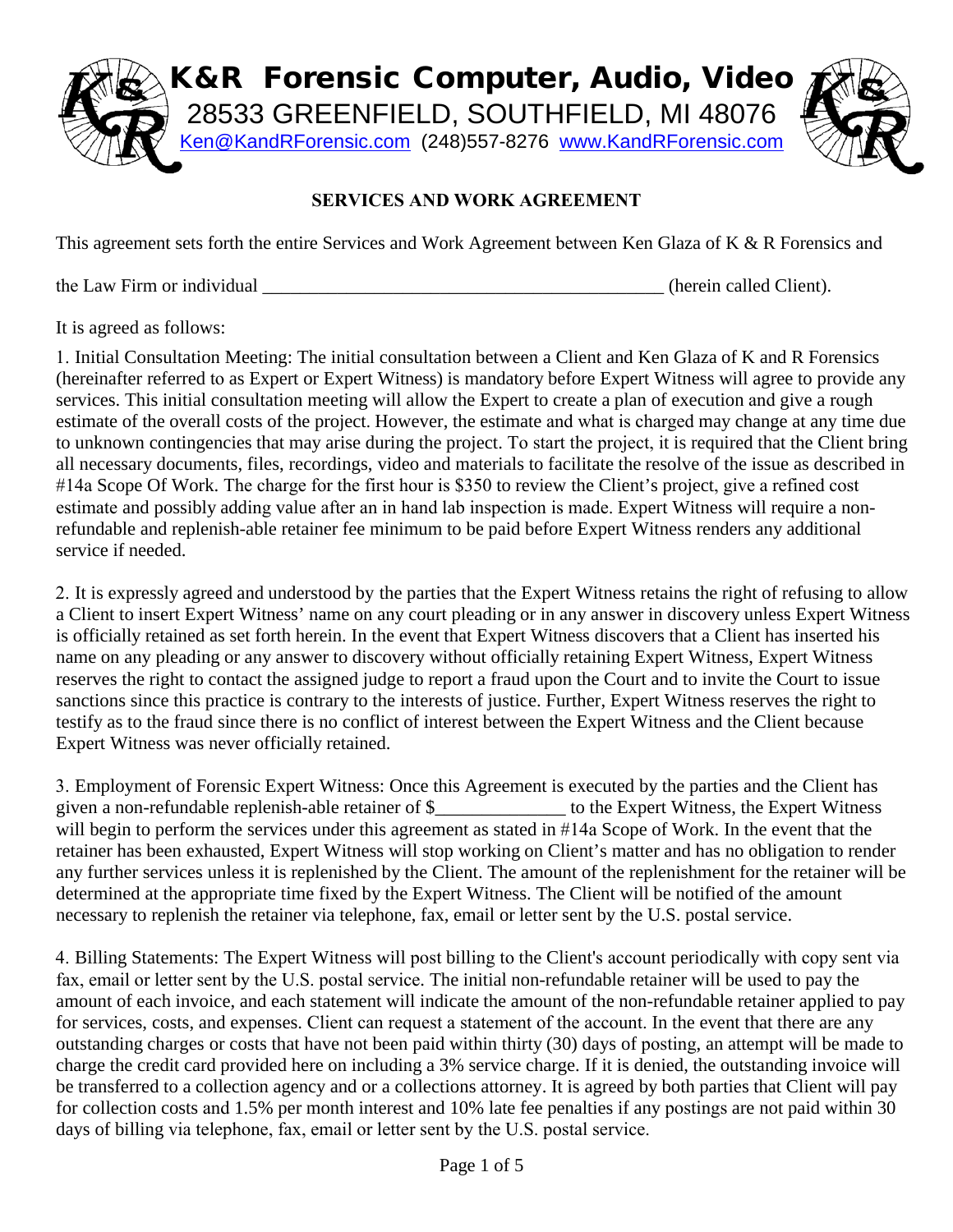**K&R Forensic Computer, Audio, Video**

28533 GREENFIELD, SOUTHFIELD, MI 48076

Ken@KandRForensic.com (248)557-8276 www.KandRForensic.com

## SERVICES AND WORK AGREEMENT

This agreement sets forth the entire Services and Work Agreement between Ken Glaza of K & R Forensics and

the Law Firm or individual ___________________________________________ (herein called Client).

It is agreed as follows:

1. Initial Consultation Meeting: The initial consultation between a Client and Ken Glaza of K and R Forensics (hereinafter referred to as Expert or Expert Witness) is mandatory before Expert Witness will agree to provide any services. This initial consultation meeting will allow the Expert to create a plan of execution and give a rough estimate of the overall costs of the project. However, the estimate and what is charged may change at any time due to unknown contingencies that may arise during the project. To start the project, it is required that the Client bring all necessary documents, files, recordings, video and materials to facilitate the resolve of the issue as described in #14a Scope Of Work. The charge for the first hour is $350 to review the Client's project, give a refined cost estimate and possibly adding value after an in hand lab inspection is made. Expert Witness will require a non-refundable and replenish-able retainer fee minimum to be paid before Expert Witness renders any additional service if needed.

2. It is expressly agreed and understood by the parties that the Expert Witness retains the right of refusing to allow a Client to insert Expert Witness' name on any court pleading or in any answer in discovery unless Expert Witness is officially retained as set forth herein. In the event that Expert Witness discovers that a Client has inserted his name on any pleading or any answer to discovery without officially retaining Expert Witness, Expert Witness reserves the right to contact the assigned judge to report a fraud upon the Court and to invite the Court to issue sanctions since this practice is contrary to the interests of justice. Further, Expert Witness reserves the right to testify as to the fraud since there is no conflict of interest between the Expert Witness and the Client because Expert Witness was never officially retained.

3. Employment of Forensic Expert Witness: Once this Agreement is executed by the parties and the Client has given a non-refundable replenish-able retainer of $______________ to the Expert Witness, the Expert Witness will begin to perform the services under this agreement as stated in #14a Scope of Work. In the event that the retainer has been exhausted, Expert Witness will stop working on Client's matter and has no obligation to render any further services unless it is replenished by the Client. The amount of the replenishment for the retainer will be determined at the appropriate time fixed by the Expert Witness. The Client will be notified of the amount necessary to replenish the retainer via telephone, fax, email or letter sent by the U.S. postal service.

4. Billing Statements: The Expert Witness will post billing to the Client's account periodically with copy sent via fax, email or letter sent by the U.S. postal service. The initial non-refundable retainer will be used to pay the amount of each invoice, and each statement will indicate the amount of the non-refundable retainer applied to pay for services, costs, and expenses. Client can request a statement of the account. In the event that there are any outstanding charges or costs that have not been paid within thirty (30) days of posting, an attempt will be made to charge the credit card provided here on including a 3% service charge. If it is denied, the outstanding invoice will be transferred to a collection agency and or a collections attorney. It is agreed by both parties that Client will pay for collection costs and 1.5% per month interest and 10% late fee penalties if any postings are not paid within 30 days of billing via telephone, fax, email or letter sent by the U.S. postal service.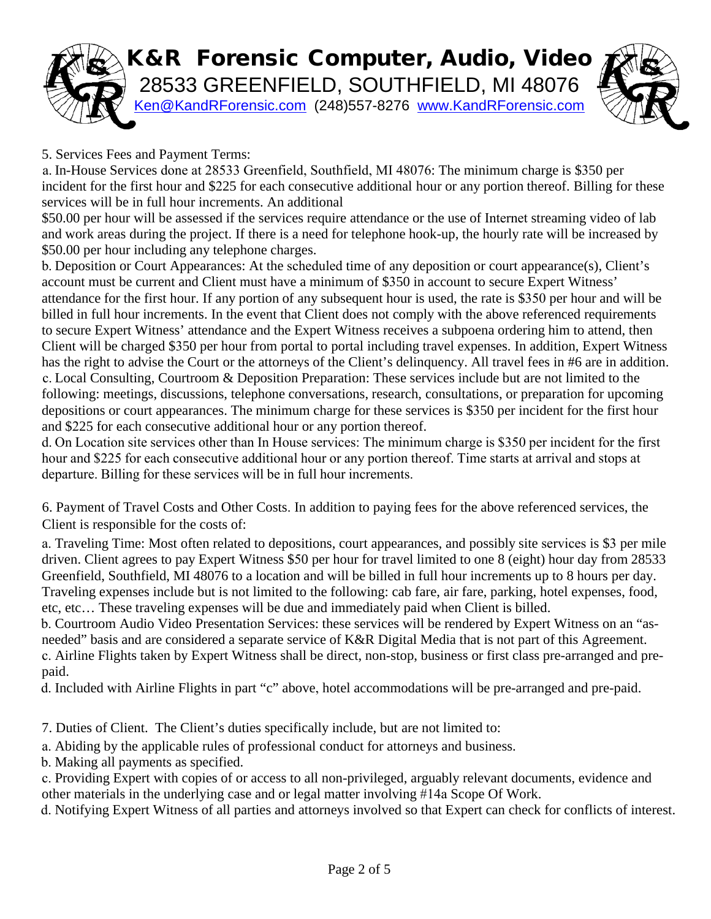5. Services Fees and Payment Terms:

a. In-House Services done at 28533 Greenfield, Southfield, MI 48076: The minimum charge is $350 per incident for the first hour and $225 for each consecutive additional hour or any portion thereof. Billing for these services will be in full hour increments. An additional $50.00 per hour will be assessed if the services require attendance or the use of Internet streaming video of lab and work areas during the project. If there is a need for telephone hook-up, the hourly rate will be increased by $50.00 per hour including any telephone charges.

b. Deposition or Court Appearances: At the scheduled time of any deposition or court appearance(s), Client's account must be current and Client must have a minimum of $350 in account to secure Expert Witness' attendance for the first hour. If any portion of any subsequent hour is used, the rate is $350 per hour and will be billed in full hour increments. In the event that Client does not comply with the above referenced requirements to secure Expert Witness' attendance and the Expert Witness receives a subpoena ordering him to attend, then Client will be charged $350 per hour from portal to portal including travel expenses. In addition, Expert Witness has the right to advise the Court or the attorneys of the Client's delinquency. All travel fees in #6 are in addition.

c. Local Consulting, Courtroom & Deposition Preparation: These services include but are not limited to the following: meetings, discussions, telephone conversations, research, consultations, or preparation for upcoming depositions or court appearances. The minimum charge for these services is $350 per incident for the first hour and $225 for each consecutive additional hour or any portion thereof.

d. On Location site services other than In House services: The minimum charge is $350 per incident for the first hour and $225 for each consecutive additional hour or any portion thereof. Time starts at arrival and stops at departure. Billing for these services will be in full hour increments.

6. Payment of Travel Costs and Other Costs. In addition to paying fees for the above referenced services, the Client is responsible for the costs of:

a. Traveling Time: Most often related to depositions, court appearances, and possibly site services is $3 per mile driven. Client agrees to pay Expert Witness $50 per hour for travel limited to one 8 (eight) hour day from 28533 Greenfield, Southfield, MI 48076 to a location and will be billed in full hour increments up to 8 hours per day. Traveling expenses include but is not limited to the following: cab fare, air fare, parking, hotel expenses, food, etc, etc… These traveling expenses will be due and immediately paid when Client is billed.

b. Courtroom Audio Video Presentation Services: these services will be rendered by Expert Witness on an "as-needed" basis and are considered a separate service of K&R Digital Media that is not part of this Agreement.

c. Airline Flights taken by Expert Witness shall be direct, non-stop, business or first class pre-arranged and pre-paid.

d. Included with Airline Flights in part "c" above, hotel accommodations will be pre-arranged and pre-paid.

7. Duties of Client. The Client's duties specifically include, but are not limited to:

a. Abiding by the applicable rules of professional conduct for attorneys and business.

b. Making all payments as specified.

c. Providing Expert with copies of or access to all non-privileged, arguably relevant documents, evidence and other materials in the underlying case and or legal matter involving #14a Scope Of Work.

d. Notifying Expert Witness of all parties and attorneys involved so that Expert can check for conflicts of interest.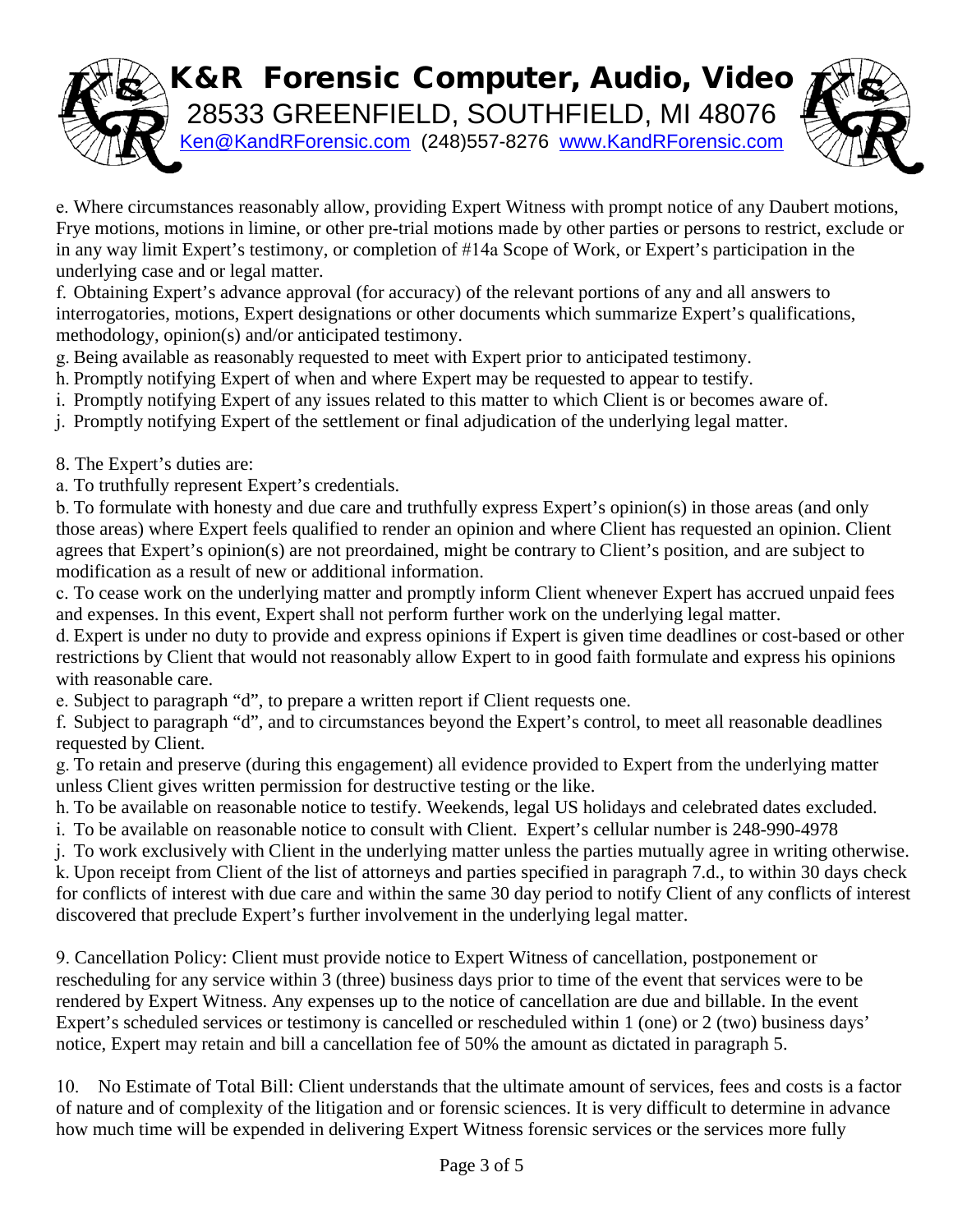e. Where circumstances reasonably allow, providing Expert Witness with prompt notice of any Daubert motions, Frye motions, motions in limine, or other pre-trial motions made by other parties or persons to restrict, exclude or in any way limit Expert's testimony, or completion of #14a Scope of Work, or Expert's participation in the underlying case and or legal matter.

f. Obtaining Expert's advance approval (for accuracy) of the relevant portions of any and all answers to interrogatories, motions, Expert designations or other documents which summarize Expert's qualifications, methodology, opinion(s) and/or anticipated testimony.

g. Being available as reasonably requested to meet with Expert prior to anticipated testimony.

h. Promptly notifying Expert of when and where Expert may be requested to appear to testify.

i. Promptly notifying Expert of any issues related to this matter to which Client is or becomes aware of.

j. Promptly notifying Expert of the settlement or final adjudication of the underlying legal matter.

8. The Expert's duties are:

a. To truthfully represent Expert's credentials.

b. To formulate with honesty and due care and truthfully express Expert's opinion(s) in those areas (and only those areas) where Expert feels qualified to render an opinion and where Client has requested an opinion. Client agrees that Expert's opinion(s) are not preordained, might be contrary to Client's position, and are subject to modification as a result of new or additional information.

c. To cease work on the underlying matter and promptly inform Client whenever Expert has accrued unpaid fees and expenses. In this event, Expert shall not perform further work on the underlying legal matter.

d. Expert is under no duty to provide and express opinions if Expert is given time deadlines or cost-based or other restrictions by Client that would not reasonably allow Expert to in good faith formulate and express his opinions with reasonable care.

e. Subject to paragraph "d", to prepare a written report if Client requests one.

f. Subject to paragraph "d", and to circumstances beyond the Expert's control, to meet all reasonable deadlines requested by Client.

g. To retain and preserve (during this engagement) all evidence provided to Expert from the underlying matter unless Client gives written permission for destructive testing or the like.

h. To be available on reasonable notice to testify. Weekends, legal US holidays and celebrated dates excluded.

i. To be available on reasonable notice to consult with Client. Expert's cellular number is 248-990-4978

j. To work exclusively with Client in the underlying matter unless the parties mutually agree in writing otherwise.

k. Upon receipt from Client of the list of attorneys and parties specified in paragraph 7.d., to within 30 days check for conflicts of interest with due care and within the same 30 day period to notify Client of any conflicts of interest discovered that preclude Expert's further involvement in the underlying legal matter.

9. Cancellation Policy: Client must provide notice to Expert Witness of cancellation, postponement or rescheduling for any service within 3 (three) business days prior to time of the event that services were to be rendered by Expert Witness. Any expenses up to the notice of cancellation are due and billable. In the event Expert's scheduled services or testimony is cancelled or rescheduled within 1 (one) or 2 (two) business days' notice, Expert may retain and bill a cancellation fee of 50% the amount as dictated in paragraph 5.

10. No Estimate of Total Bill: Client understands that the ultimate amount of services, fees and costs is a factor of nature and of complexity of the litigation and or forensic sciences. It is very difficult to determine in advance how much time will be expended in delivering Expert Witness forensic services or the services more fully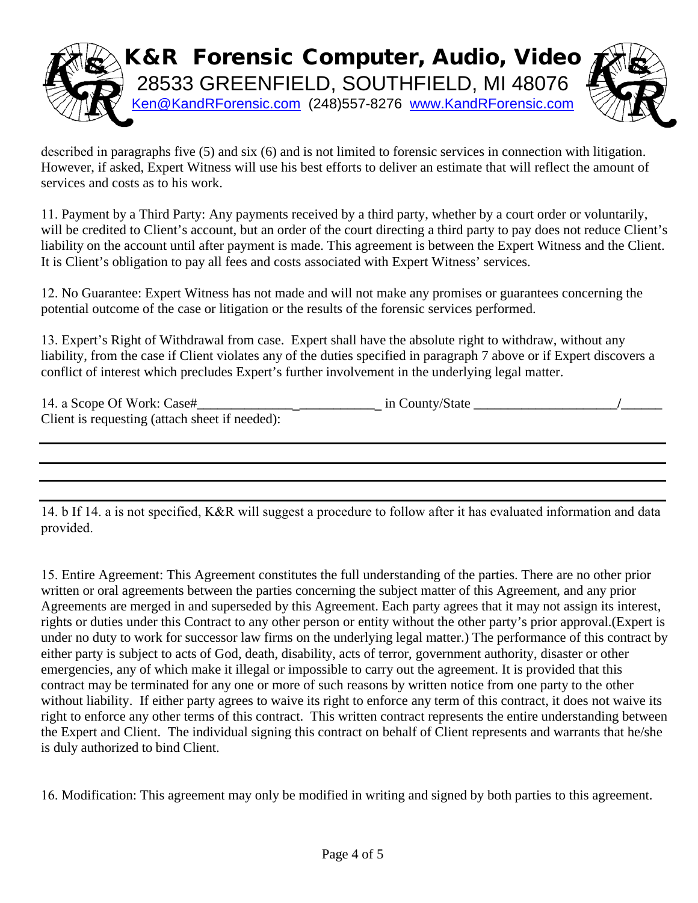described in paragraphs five (5) and six (6) and is not limited to forensic services in connection with litigation. However, if asked, Expert Witness will use his best efforts to deliver an estimate that will reflect the amount of services and costs as to his work.

11. Payment by a Third Party: Any payments received by a third party, whether by a court order or voluntarily, will be credited to Client's account, but an order of the court directing a third party to pay does not reduce Client's liability on the account until after payment is made. This agreement is between the Expert Witness and the Client. It is Client's obligation to pay all fees and costs associated with Expert Witness' services.

12. No Guarantee: Expert Witness has not made and will not make any promises or guarantees concerning the potential outcome of the case or litigation or the results of the forensic services performed.

13. Expert's Right of Withdrawal from case. Expert shall have the absolute right to withdraw, without any liability, from the case if Client violates any of the duties specified in paragraph 7 above or if Expert discovers a conflict of interest which precludes Expert's further involvement in the underlying legal matter.

14. a Scope Of Work: Case#__________________________ in County/State ____________________/______
Client is requesting (attach sheet if needed):

______________________________________________________________________________

______________________________________________________________________________

______________________________________________________________________________

______________________________________________________________________________

14. b If 14. a is not specified, K&R will suggest a procedure to follow after it has evaluated information and data provided.

15. Entire Agreement: This Agreement constitutes the full understanding of the parties. There are no other prior written or oral agreements between the parties concerning the subject matter of this Agreement, and any prior Agreements are merged in and superseded by this Agreement. Each party agrees that it may not assign its interest, rights or duties under this Contract to any other person or entity without the other party's prior approval.(Expert is under no duty to work for successor law firms on the underlying legal matter.) The performance of this contract by either party is subject to acts of God, death, disability, acts of terror, government authority, disaster or other emergencies, any of which make it illegal or impossible to carry out the agreement. It is provided that this contract may be terminated for any one or more of such reasons by written notice from one party to the other without liability. If either party agrees to waive its right to enforce any term of this contract, it does not waive its right to enforce any other terms of this contract. This written contract represents the entire understanding between the Expert and Client. The individual signing this contract on behalf of Client represents and warrants that he/she is duly authorized to bind Client.

16. Modification: This agreement may only be modified in writing and signed by both parties to this agreement.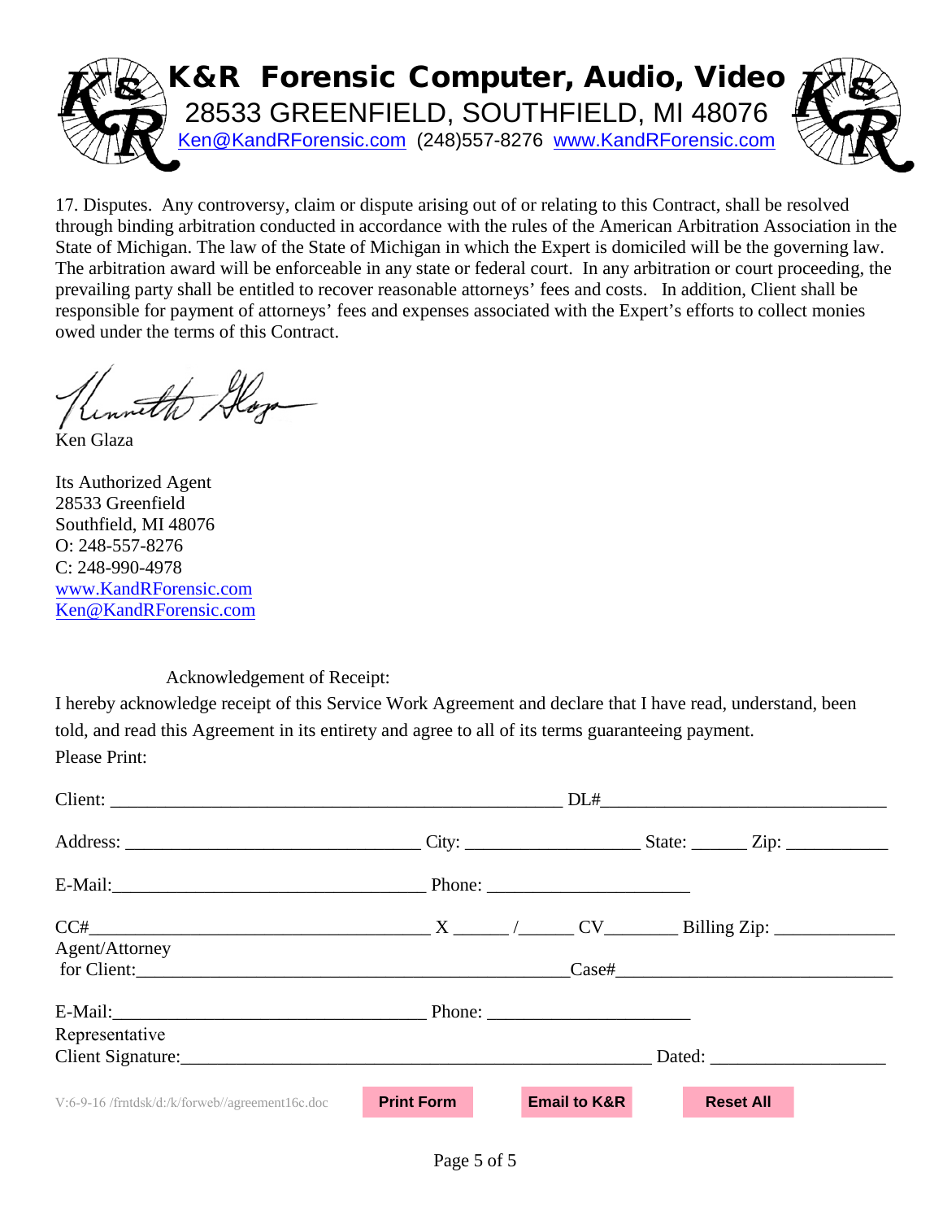17. Disputes. Any controversy, claim or dispute arising out of or relating to this Contract, shall be resolved through binding arbitration conducted in accordance with the rules of the American Arbitration Association in the State of Michigan. The law of the State of Michigan in which the Expert is domiciled will be the governing law. The arbitration award will be enforceable in any state or federal court. In any arbitration or court proceeding, the prevailing party shall be entitled to recover reasonable attorneys' fees and costs. In addition, Client shall be responsible for payment of attorneys' fees and expenses associated with the Expert's efforts to collect monies owed under the terms of this Contract.

Ken Glaza

Its Authorized Agent
28533 Greenfield
Southfield, MI 48076
O: 248-557-8276
C: 248-990-4978
www.KandRForensic.com
Ken@KandRForensic.com

Acknowledgement of Receipt:

I hereby acknowledge receipt of this Service Work Agreement and declare that I have read, understand, been told, and read this Agreement in its entirety and agree to all of its terms guaranteeing payment.

Please Print:

Client: ______________________________ DL#______________________________

Address: ______________________________ City: __________________ State: ______ Zip: ___________

E-Mail:______________________________ Phone: ______________________

CC#______________________________ X ______ /______ CV________ Billing Zip: _____________

Agent/Attorney for Client:______________________________Case#______________________________

E-Mail:______________________________ Phone: ______________________

Representative Client Signature:______________________________ Dated: ___________________

V:6-9-16 /frntdsk/d:/k/forweb//agreement16c.doc